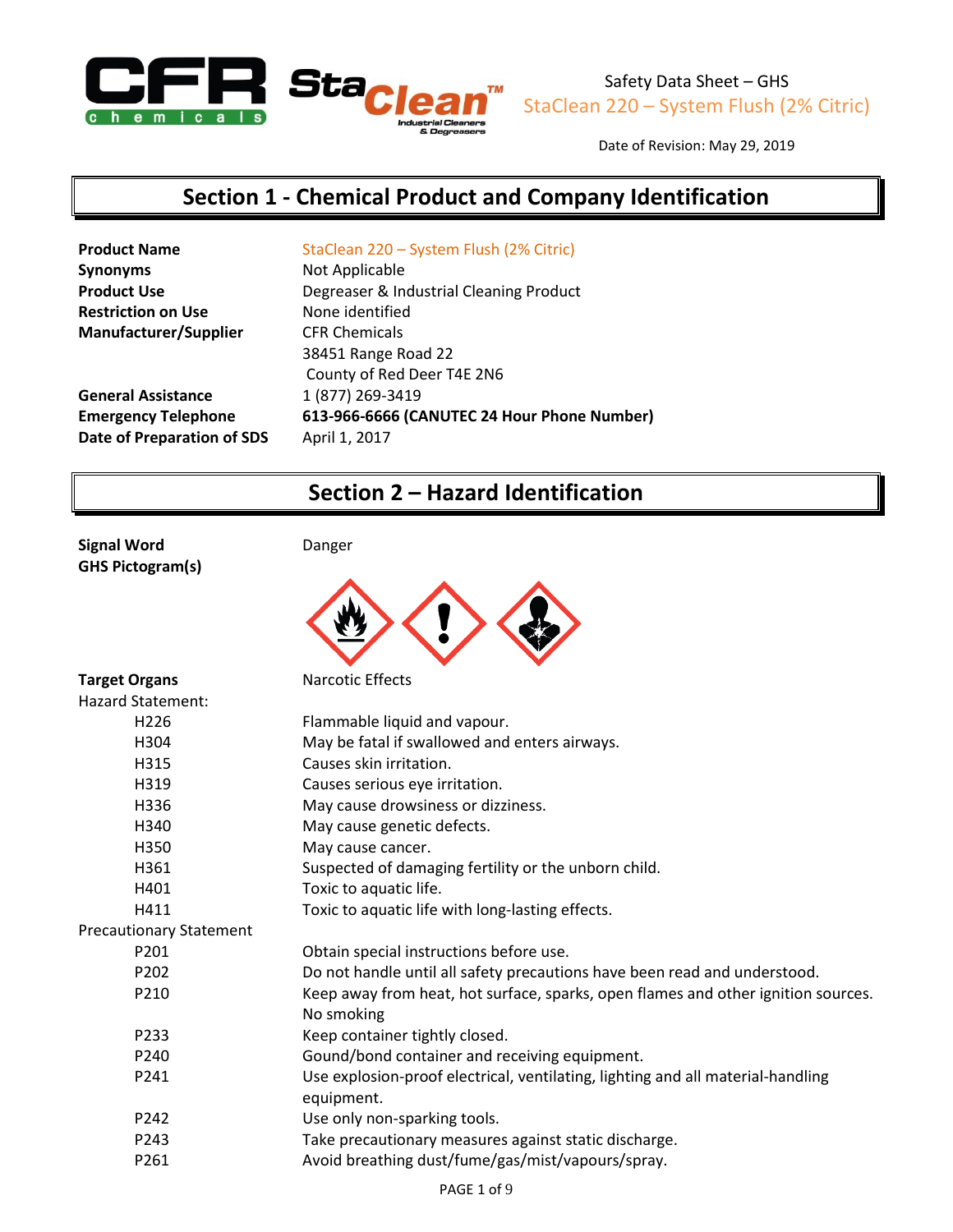Safety Data Sheet – GHS
StaClean 220 – System Flush (2% Citric)

Date of Revision: May 29, 2019

## Section 1 - Chemical Product and Company Identification

| | |
|---|---|
| **Product Name** | StaClean 220 – System Flush (2% Citric) |
| **Synonyms** | Not Applicable |
| **Product Use** | Degreaser & Industrial Cleaning Product |
| **Restriction on Use** | None identified |
| **Manufacturer/Supplier** | CFR Chemicals<br>38451 Range Road 22<br>County of Red Deer T4E 2N6 |
| **General Assistance** | 1 (877) 269-3419 |
| **Emergency Telephone** | **613-966-6666 (CANUTEC 24 Hour Phone Number)** |
| **Date of Preparation of SDS** | April 1, 2017 |

## Section 2 – Hazard Identification

**Signal Word** Danger

**GHS Pictogram(s)**

**Target Organs** Narcotic Effects

Hazard Statement:

| | |
|---|---|
| H226 | Flammable liquid and vapour. |
| H304 | May be fatal if swallowed and enters airways. |
| H315 | Causes skin irritation. |
| H319 | Causes serious eye irritation. |
| H336 | May cause drowsiness or dizziness. |
| H340 | May cause genetic defects. |
| H350 | May cause cancer. |
| H361 | Suspected of damaging fertility or the unborn child. |
| H401 | Toxic to aquatic life. |
| H411 | Toxic to aquatic life with long-lasting effects. |

Precautionary Statement

| | |
|---|---|
| P201 | Obtain special instructions before use. |
| P202 | Do not handle until all safety precautions have been read and understood. |
| P210 | Keep away from heat, hot surface, sparks, open flames and other ignition sources. No smoking |
| P233 | Keep container tightly closed. |
| P240 | Gound/bond container and receiving equipment. |
| P241 | Use explosion-proof electrical, ventilating, lighting and all material-handling equipment. |
| P242 | Use only non-sparking tools. |
| P243 | Take precautionary measures against static discharge. |
| P261 | Avoid breathing dust/fume/gas/mist/vapours/spray. |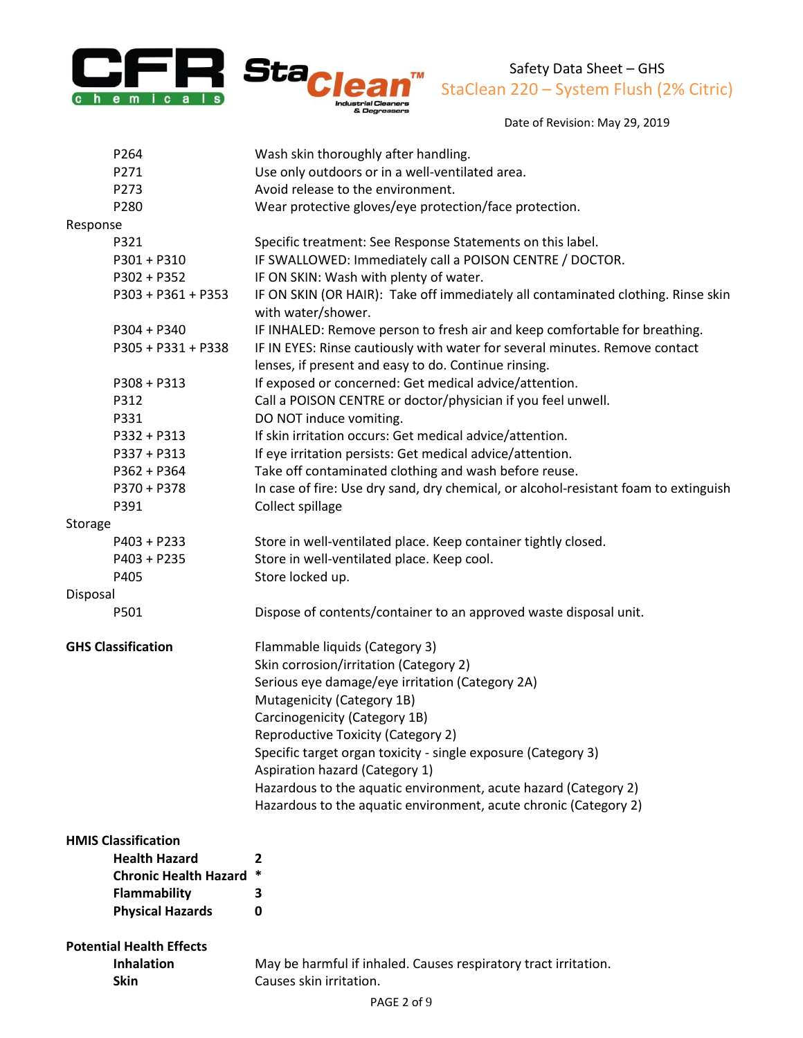| | |
|---|---|
| P264 | Wash skin thoroughly after handling. |
| P271 | Use only outdoors or in a well-ventilated area. |
| P273 | Avoid release to the environment. |
| P280 | Wear protective gloves/eye protection/face protection. |

Response

| | |
|---|---|
| P321 | Specific treatment: See Response Statements on this label. |
| P301 + P310 | IF SWALLOWED: Immediately call a POISON CENTRE / DOCTOR. |
| P302 + P352 | IF ON SKIN: Wash with plenty of water. |
| P303 + P361 + P353 | IF ON SKIN (OR HAIR): Take off immediately all contaminated clothing. Rinse skin with water/shower. |
| P304 + P340 | IF INHALED: Remove person to fresh air and keep comfortable for breathing. |
| P305 + P331 + P338 | IF IN EYES: Rinse cautiously with water for several minutes. Remove contact lenses, if present and easy to do. Continue rinsing. |
| P308 + P313 | If exposed or concerned: Get medical advice/attention. |
| P312 | Call a POISON CENTRE or doctor/physician if you feel unwell. |
| P331 | DO NOT induce vomiting. |
| P332 + P313 | If skin irritation occurs: Get medical advice/attention. |
| P337 + P313 | If eye irritation persists: Get medical advice/attention. |
| P362 + P364 | Take off contaminated clothing and wash before reuse. |
| P370 + P378 | In case of fire: Use dry sand, dry chemical, or alcohol-resistant foam to extinguish |
| P391 | Collect spillage |

Storage

| | |
|---|---|
| P403 + P233 | Store in well-ventilated place. Keep container tightly closed. |
| P403 + P235 | Store in well-ventilated place. Keep cool. |
| P405 | Store locked up. |

Disposal

| | |
|---|---|
| P501 | Dispose of contents/container to an approved waste disposal unit. |

**GHS Classification**

Flammable liquids (Category 3)
Skin corrosion/irritation (Category 2)
Serious eye damage/eye irritation (Category 2A)
Mutagenicity (Category 1B)
Carcinogenicity (Category 1B)
Reproductive Toxicity (Category 2)
Specific target organ toxicity - single exposure (Category 3)
Aspiration hazard (Category 1)
Hazardous to the aquatic environment, acute hazard (Category 2)
Hazardous to the aquatic environment, acute chronic (Category 2)

**HMIS Classification**

| | |
|---|---|
| **Health Hazard** | **2** |
| **Chronic Health Hazard** | ***** |
| **Flammability** | **3** |
| **Physical Hazards** | **0** |

**Potential Health Effects**

| | |
|---|---|
| **Inhalation** | May be harmful if inhaled. Causes respiratory tract irritation. |
| **Skin** | Causes skin irritation. |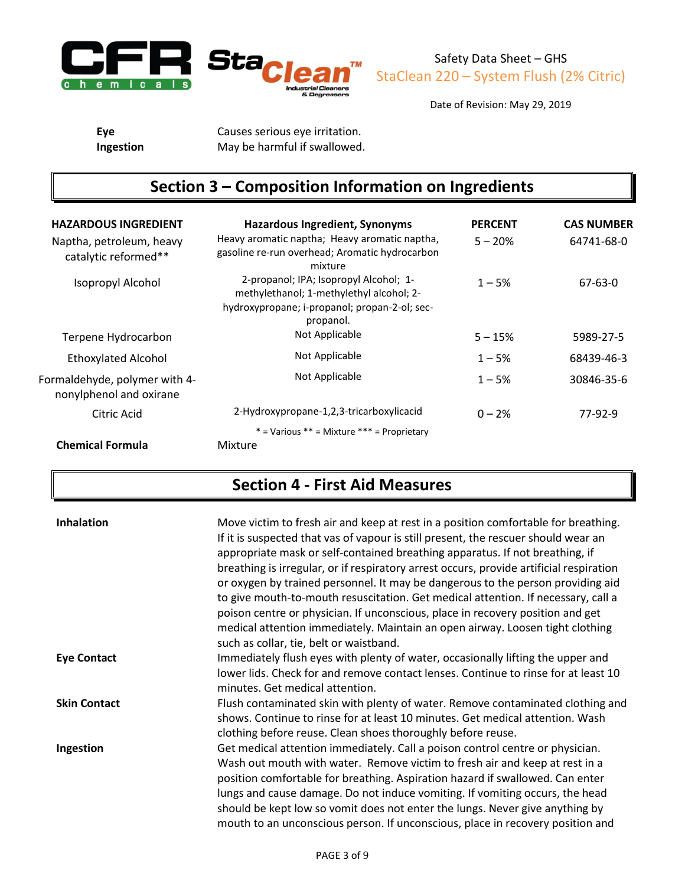| | |
|---|---|
| **Eye** | Causes serious eye irritation. |
| **Ingestion** | May be harmful if swallowed. |

## Section 3 – Composition Information on Ingredients

| HAZARDOUS INGREDIENT | Hazardous Ingredient, Synonyms | PERCENT | CAS NUMBER |
|---|---|---|---|
| Naptha, petroleum, heavy catalytic reformed** | Heavy aromatic naptha; Heavy aromatic naptha, gasoline re-run overhead; Aromatic hydrocarbon mixture | 5 – 20% | 64741-68-0 |
| Isopropyl Alcohol | 2-propanol; IPA; Isopropyl Alcohol; 1-methylethanol; 1-methylethyl alcohol; 2-hydroxypropane; i-propanol; propan-2-ol; sec-propanol. | 1 – 5% | 67-63-0 |
| Terpene Hydrocarbon | Not Applicable | 5 – 15% | 5989-27-5 |
| Ethoxylated Alcohol | Not Applicable | 1 – 5% | 68439-46-3 |
| Formaldehyde, polymer with 4-nonylphenol and oxirane | Not Applicable | 1 – 5% | 30846-35-6 |
| Citric Acid | 2-Hydroxypropane-1,2,3-tricarboxylicacid | 0 – 2% | 77-92-9 |

\* = Various ** = Mixture *** = Proprietary

**Chemical Formula** Mixture

## Section 4 - First Aid Measures

**Inhalation**
Move victim to fresh air and keep at rest in a position comfortable for breathing. If it is suspected that vas of vapour is still present, the rescuer should wear an appropriate mask or self-contained breathing apparatus. If not breathing, if breathing is irregular, or if respiratory arrest occurs, provide artificial respiration or oxygen by trained personnel. It may be dangerous to the person providing aid to give mouth-to-mouth resuscitation. Get medical attention. If necessary, call a poison centre or physician. If unconscious, place in recovery position and get medical attention immediately. Maintain an open airway. Loosen tight clothing such as collar, tie, belt or waistband.

**Eye Contact**
Immediately flush eyes with plenty of water, occasionally lifting the upper and lower lids. Check for and remove contact lenses. Continue to rinse for at least 10 minutes. Get medical attention.

**Skin Contact**
Flush contaminated skin with plenty of water. Remove contaminated clothing and shows. Continue to rinse for at least 10 minutes. Get medical attention. Wash clothing before reuse. Clean shoes thoroughly before reuse.

**Ingestion**
Get medical attention immediately. Call a poison control centre or physician. Wash out mouth with water. Remove victim to fresh air and keep at rest in a position comfortable for breathing. Aspiration hazard if swallowed. Can enter lungs and cause damage. Do not induce vomiting. If vomiting occurs, the head should be kept low so vomit does not enter the lungs. Never give anything by mouth to an unconscious person. If unconscious, place in recovery position and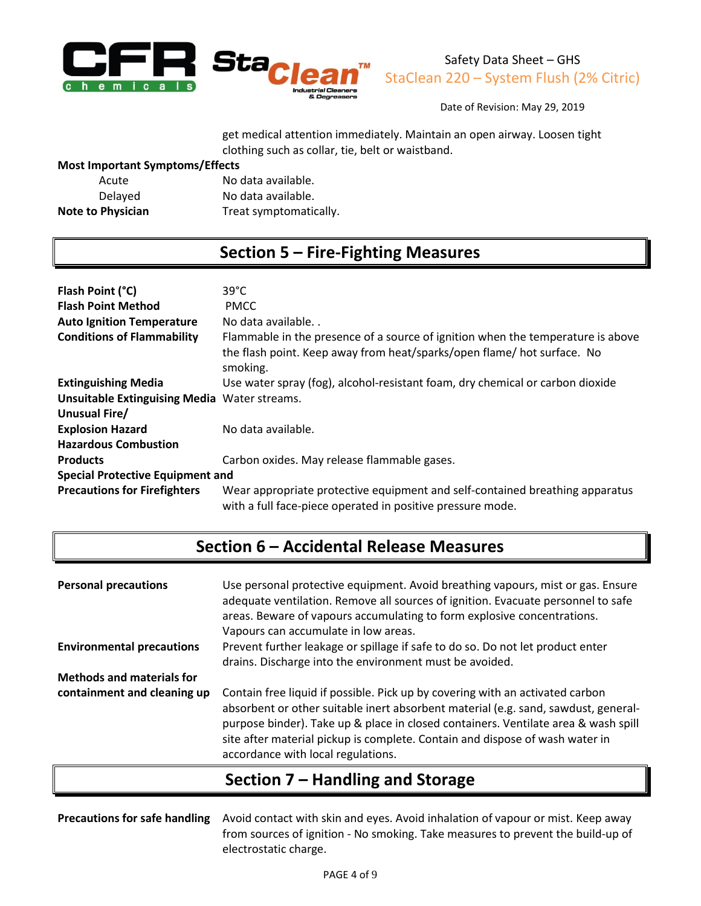get medical attention immediately. Maintain an open airway. Loosen tight clothing such as collar, tie, belt or waistband.

**Most Important Symptoms/Effects**

| | |
|---|---|
| Acute | No data available. |
| Delayed | No data available. |
| **Note to Physician** | Treat symptomatically. |

## Section 5 – Fire-Fighting Measures

| | |
|---|---|
| **Flash Point (°C)** | 39°C |
| **Flash Point Method** | PMCC |
| **Auto Ignition Temperature** | No data available. . |
| **Conditions of Flammability** | Flammable in the presence of a source of ignition when the temperature is above the flash point. Keep away from heat/sparks/open flame/ hot surface. No smoking. |
| **Extinguishing Media** | Use water spray (fog), alcohol-resistant foam, dry chemical or carbon dioxide |
| **Unsuitable Extinguising Media** | Water streams. |
| **Unusual Fire/ Explosion Hazard** | No data available. |
| **Hazardous Combustion Products** | Carbon oxides. May release flammable gases. |
| **Special Protective Equipment and Precautions for Firefighters** | Wear appropriate protective equipment and self-contained breathing apparatus with a full face-piece operated in positive pressure mode. |

## Section 6 – Accidental Release Measures

| | |
|---|---|
| **Personal precautions** | Use personal protective equipment. Avoid breathing vapours, mist or gas. Ensure adequate ventilation. Remove all sources of ignition. Evacuate personnel to safe areas. Beware of vapours accumulating to form explosive concentrations. Vapours can accumulate in low areas. |
| **Environmental precautions** | Prevent further leakage or spillage if safe to do so. Do not let product enter drains. Discharge into the environment must be avoided. |
| **Methods and materials for containment and cleaning up** | Contain free liquid if possible. Pick up by covering with an activated carbon absorbent or other suitable inert absorbent material (e.g. sand, sawdust, general-purpose binder). Take up & place in closed containers. Ventilate area & wash spill site after material pickup is complete. Contain and dispose of wash water in accordance with local regulations. |

## Section 7 – Handling and Storage

| | |
|---|---|
| **Precautions for safe handling** | Avoid contact with skin and eyes. Avoid inhalation of vapour or mist. Keep away from sources of ignition - No smoking. Take measures to prevent the build-up of electrostatic charge. |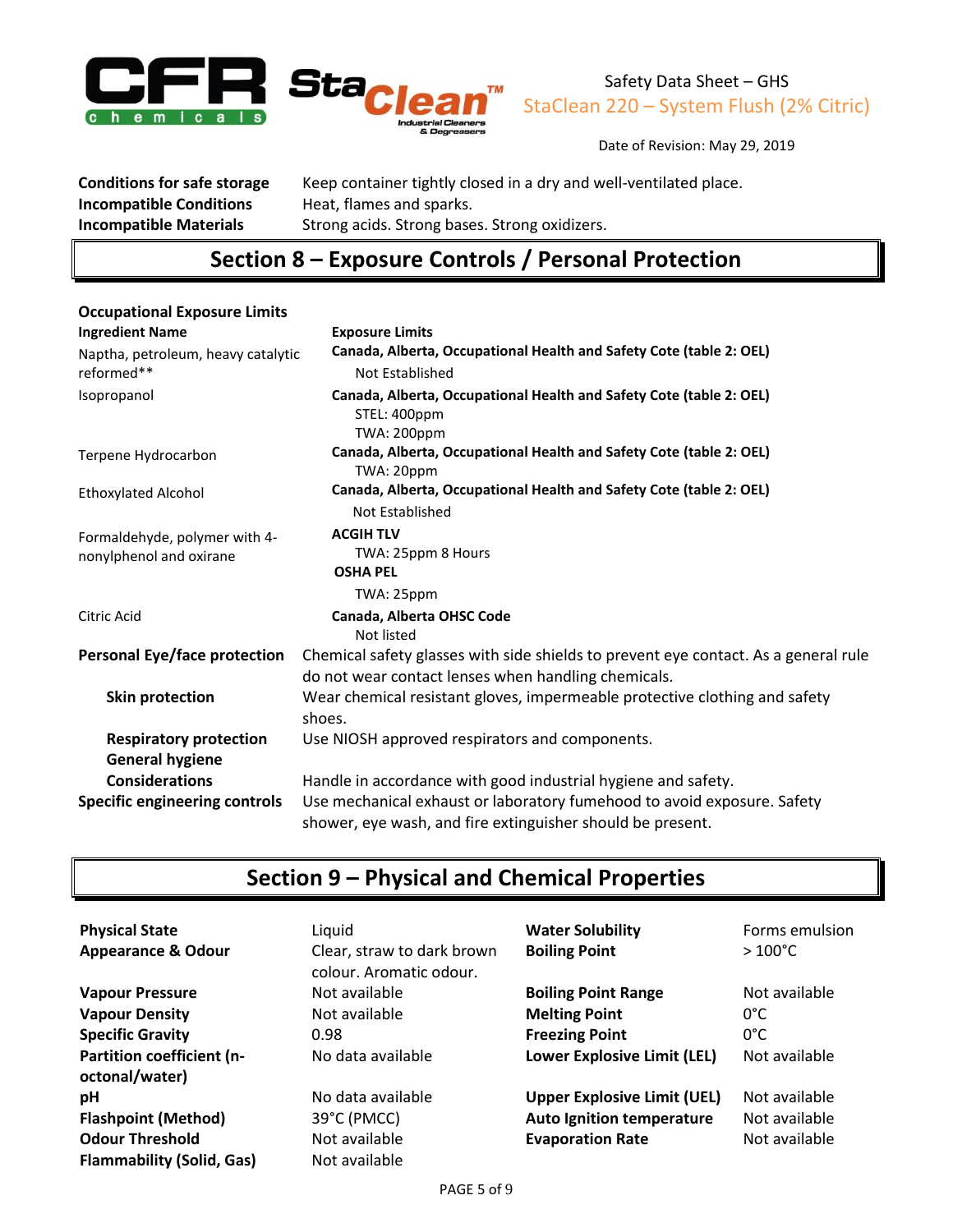| | |
|---|---|
| **Conditions for safe storage** | Keep container tightly closed in a dry and well-ventilated place. |
| **Incompatible Conditions** | Heat, flames and sparks. |
| **Incompatible Materials** | Strong acids. Strong bases. Strong oxidizers. |

## Section 8 – Exposure Controls / Personal Protection

**Occupational Exposure Limits**

| Ingredient Name | Exposure Limits |
|---|---|
| Naptha, petroleum, heavy catalytic reformed** | **Canada, Alberta, Occupational Health and Safety Cote (table 2: OEL)**<br>Not Established |
| Isopropanol | **Canada, Alberta, Occupational Health and Safety Cote (table 2: OEL)**<br>STEL: 400ppm<br>TWA: 200ppm |
| Terpene Hydrocarbon | **Canada, Alberta, Occupational Health and Safety Cote (table 2: OEL)**<br>TWA: 20ppm |
| Ethoxylated Alcohol | **Canada, Alberta, Occupational Health and Safety Cote (table 2: OEL)**<br>Not Established |
| Formaldehyde, polymer with 4-nonylphenol and oxirane | **ACGIH TLV**<br>TWA: 25ppm 8 Hours<br>**OSHA PEL**<br>TWA: 25ppm |
| Citric Acid | **Canada, Alberta OHSC Code**<br>Not listed |

| | |
|---|---|
| **Personal Eye/face protection** | Chemical safety glasses with side shields to prevent eye contact. As a general rule do not wear contact lenses when handling chemicals. |
| **Skin protection** | Wear chemical resistant gloves, impermeable protective clothing and safety shoes. |
| **Respiratory protection** | Use NIOSH approved respirators and components. |
| **General hygiene Considerations** | Handle in accordance with good industrial hygiene and safety. |
| **Specific engineering controls** | Use mechanical exhaust or laboratory fumehood to avoid exposure. Safety shower, eye wash, and fire extinguisher should be present. |

## Section 9 – Physical and Chemical Properties

| | | | |
|---|---|---|---|
| **Physical State** | Liquid | **Water Solubility** | Forms emulsion |
| **Appearance & Odour** | Clear, straw to dark brown colour. Aromatic odour. | **Boiling Point** | > 100°C |
| **Vapour Pressure** | Not available | **Boiling Point Range** | Not available |
| **Vapour Density** | Not available | **Melting Point** | 0°C |
| **Specific Gravity** | 0.98 | **Freezing Point** | 0°C |
| **Partition coefficient (n-octonal/water)** | No data available | **Lower Explosive Limit (LEL)** | Not available |
| **pH** | No data available | **Upper Explosive Limit (UEL)** | Not available |
| **Flashpoint (Method)** | 39°C (PMCC) | **Auto Ignition temperature** | Not available |
| **Odour Threshold** | Not available | **Evaporation Rate** | Not available |
| **Flammability (Solid, Gas)** | Not available | | |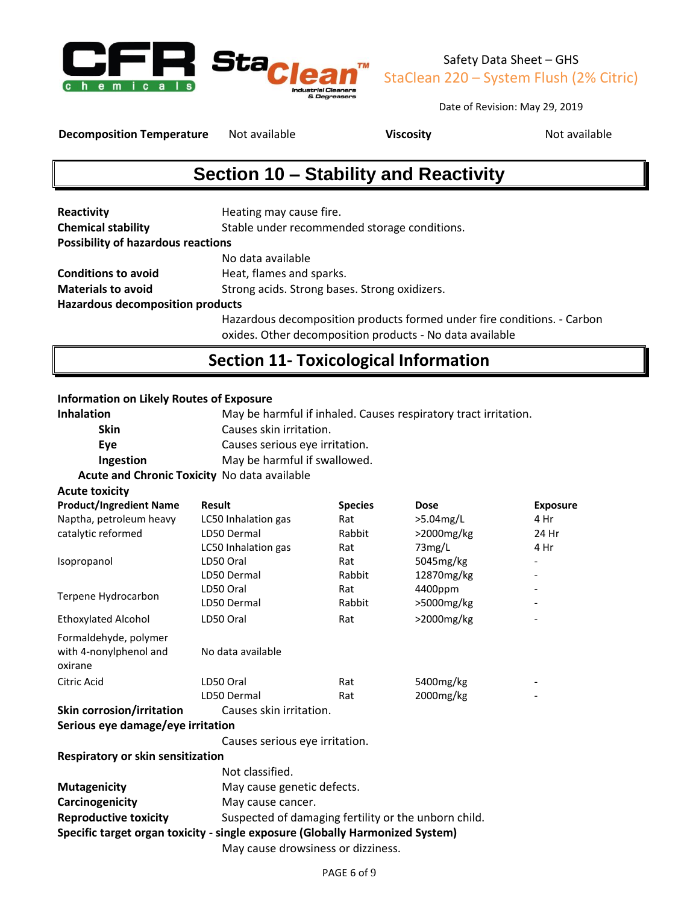| Decomposition Temperature | Not available | Viscosity | Not available |
|---|---|---|---|

## Section 10 – Stability and Reactivity

**Reactivity** Heating may cause fire.

**Chemical stability** Stable under recommended storage conditions.

**Possibility of hazardous reactions**

No data available

**Conditions to avoid** Heat, flames and sparks.

**Materials to avoid** Strong acids. Strong bases. Strong oxidizers.

**Hazardous decomposition products**

Hazardous decomposition products formed under fire conditions. - Carbon oxides. Other decomposition products - No data available

## Section 11- Toxicological Information

**Information on Likely Routes of Exposure**

**Inhalation** May be harmful if inhaled. Causes respiratory tract irritation.

**Skin** Causes skin irritation.

**Eye** Causes serious eye irritation.

**Ingestion** May be harmful if swallowed.

**Acute and Chronic Toxicity** No data available

**Acute toxicity**

| Product/Ingredient Name | Result | Species | Dose | Exposure |
|---|---|---|---|---|
| Naptha, petroleum heavy catalytic reformed | LC50 Inhalation gas | Rat | >5.04mg/L | 4 Hr |
| | LD50 Dermal | Rabbit | >2000mg/kg | 24 Hr |
| | LC50 Inhalation gas | Rat | 73mg/L | 4 Hr |
| Isopropanol | LD50 Oral | Rat | 5045mg/kg | - |
| | LD50 Dermal | Rabbit | 12870mg/kg | - |
| Terpene Hydrocarbon | LD50 Oral | Rat | 4400ppm | - |
| | LD50 Dermal | Rabbit | >5000mg/kg | - |
| Ethoxylated Alcohol | LD50 Oral | Rat | >2000mg/kg | - |
| Formaldehyde, polymer with 4-nonylphenol and oxirane | No data available | | | |
| Citric Acid | LD50 Oral | Rat | 5400mg/kg | - |
| | LD50 Dermal | Rat | 2000mg/kg | - |

**Skin corrosion/irritation** Causes skin irritation.

**Serious eye damage/eye irritation**

Causes serious eye irritation.

**Respiratory or skin sensitization**

Not classified.

**Mutagenicity** May cause genetic defects.

**Carcinogenicity** May cause cancer.

**Reproductive toxicity** Suspected of damaging fertility or the unborn child.

**Specific target organ toxicity - single exposure (Globally Harmonized System)**

May cause drowsiness or dizziness.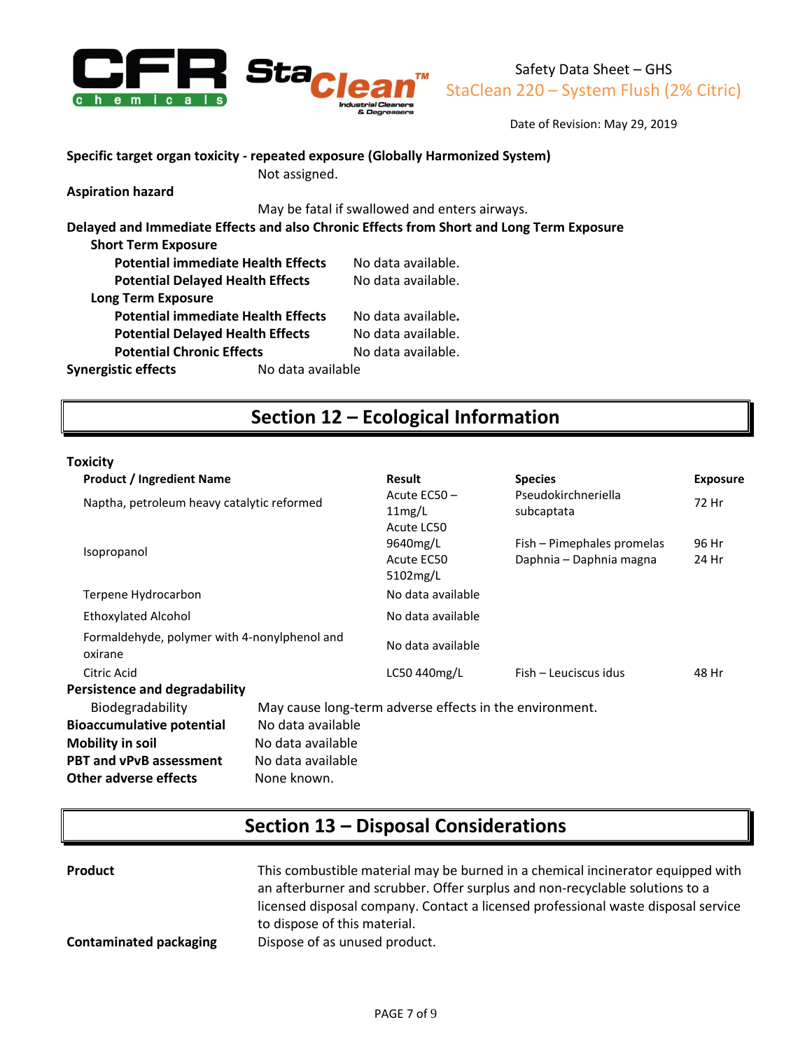**Specific target organ toxicity - repeated exposure (Globally Harmonized System)**

Not assigned.

**Aspiration hazard**

May be fatal if swallowed and enters airways.

**Delayed and Immediate Effects and also Chronic Effects from Short and Long Term Exposure**

**Short Term Exposure**

**Potential immediate Health Effects** No data available.

**Potential Delayed Health Effects** No data available.

**Long Term Exposure**

**Potential immediate Health Effects** No data available.

**Potential Delayed Health Effects** No data available.

**Potential Chronic Effects** No data available.

**Synergistic effects** No data available

## Section 12 – Ecological Information

**Toxicity**

| Product / Ingredient Name | Result | Species | Exposure |
|---|---|---|---|
| Naptha, petroleum heavy catalytic reformed | Acute EC50 – 11mg/L | Pseudokirchneriella subcaptata | 72 Hr |
| Isopropanol | Acute LC50 9640mg/L<br>Acute EC50 5102mg/L | Fish – Pimephales promelas<br>Daphnia – Daphnia magna | 96 Hr<br>24 Hr |
| Terpene Hydrocarbon | No data available | | |
| Ethoxylated Alcohol | No data available | | |
| Formaldehyde, polymer with 4-nonylphenol and oxirane | No data available | | |
| Citric Acid | LC50 440mg/L | Fish – Leuciscus idus | 48 Hr |

**Persistence and degradability**

Biodegradability May cause long-term adverse effects in the environment.

**Bioaccumulative potential** No data available

**Mobility in soil** No data available

**PBT and vPvB assessment** No data available

**Other adverse effects** None known.

## Section 13 – Disposal Considerations

**Product** This combustible material may be burned in a chemical incinerator equipped with an afterburner and scrubber. Offer surplus and non-recyclable solutions to a licensed disposal company. Contact a licensed professional waste disposal service to dispose of this material.

**Contaminated packaging** Dispose of as unused product.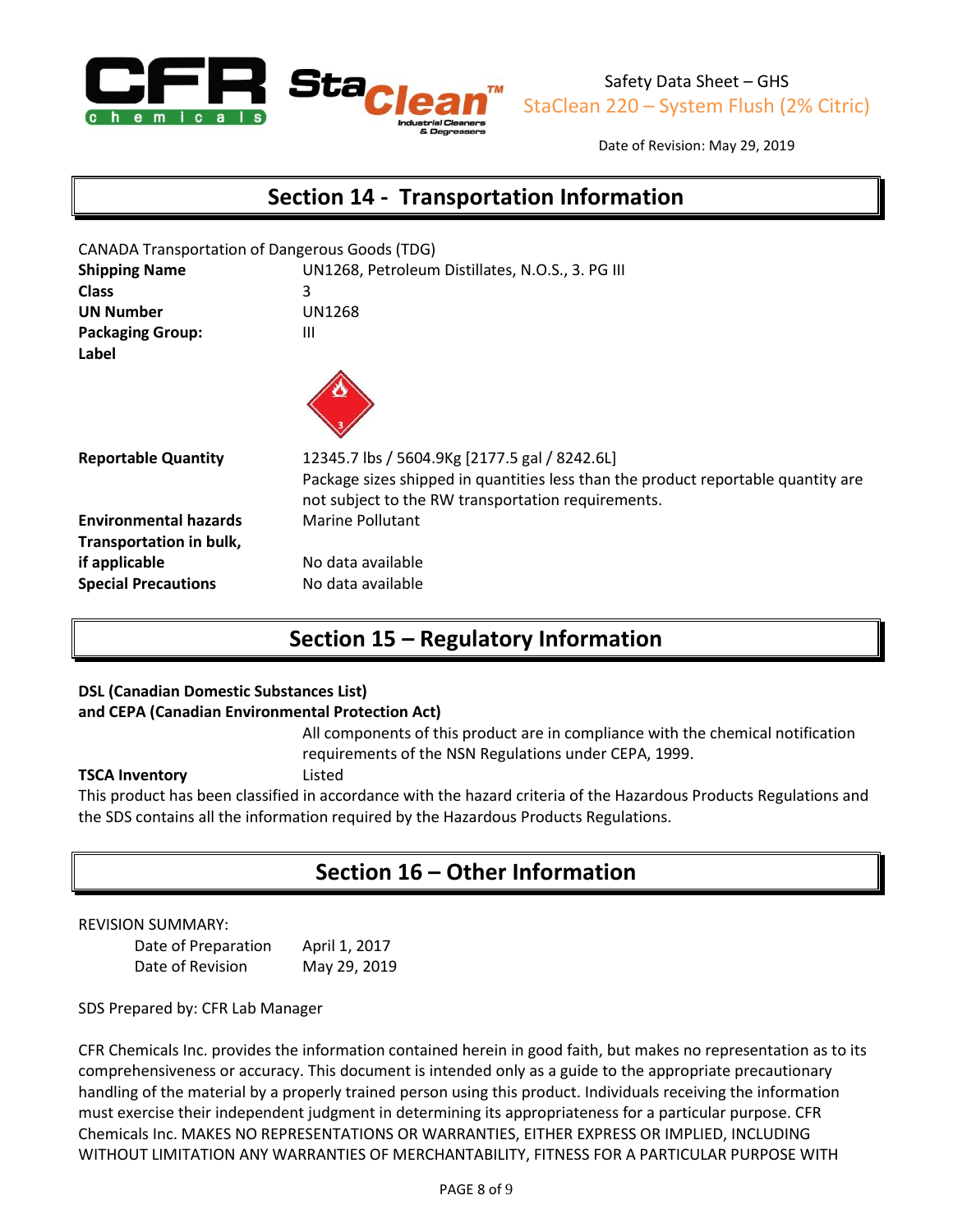## Section 14 - Transportation Information

CANADA Transportation of Dangerous Goods (TDG)

**Shipping Name** UN1268, Petroleum Distillates, N.O.S., 3. PG III

**Class** 3

**UN Number** UN1268

**Packaging Group:** III

**Label**

**Reportable Quantity** 12345.7 lbs / 5604.9Kg [2177.5 gal / 8242.6L]
Package sizes shipped in quantities less than the product reportable quantity are not subject to the RW transportation requirements.

**Environmental hazards** Marine Pollutant

**Transportation in bulk, if applicable** No data available

**Special Precautions** No data available

## Section 15 – Regulatory Information

**DSL (Canadian Domestic Substances List) and CEPA (Canadian Environmental Protection Act)**

All components of this product are in compliance with the chemical notification requirements of the NSN Regulations under CEPA, 1999.

**TSCA Inventory** Listed

This product has been classified in accordance with the hazard criteria of the Hazardous Products Regulations and the SDS contains all the information required by the Hazardous Products Regulations.

## Section 16 – Other Information

REVISION SUMMARY:

Date of Preparation April 1, 2017

Date of Revision May 29, 2019

SDS Prepared by: CFR Lab Manager

CFR Chemicals Inc. provides the information contained herein in good faith, but makes no representation as to its comprehensiveness or accuracy. This document is intended only as a guide to the appropriate precautionary handling of the material by a properly trained person using this product. Individuals receiving the information must exercise their independent judgment in determining its appropriateness for a particular purpose. CFR Chemicals Inc. MAKES NO REPRESENTATIONS OR WARRANTIES, EITHER EXPRESS OR IMPLIED, INCLUDING WITHOUT LIMITATION ANY WARRANTIES OF MERCHANTABILITY, FITNESS FOR A PARTICULAR PURPOSE WITH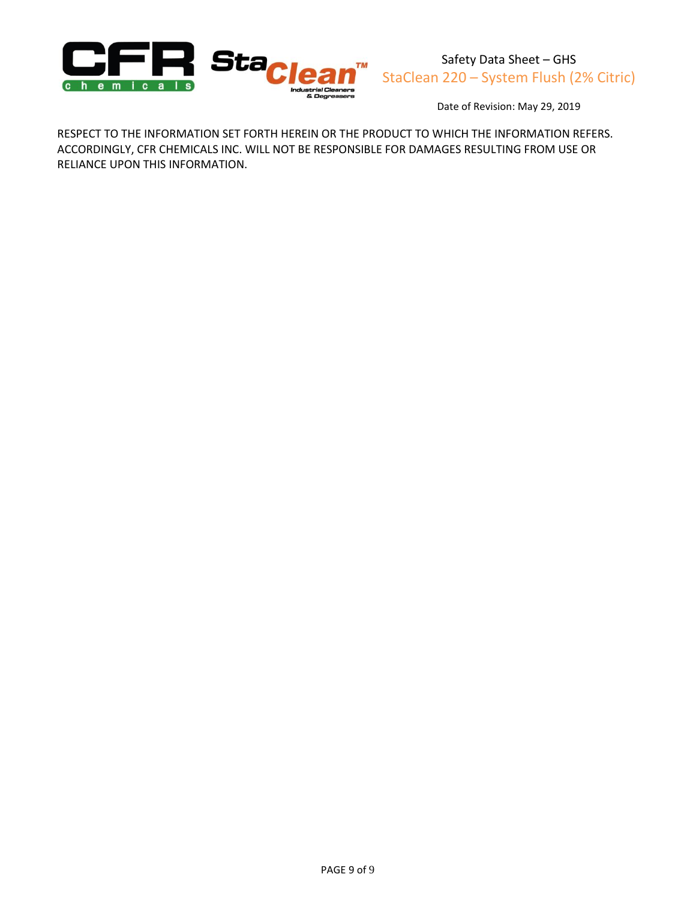RESPECT TO THE INFORMATION SET FORTH HEREIN OR THE PRODUCT TO WHICH THE INFORMATION REFERS. ACCORDINGLY, CFR CHEMICALS INC. WILL NOT BE RESPONSIBLE FOR DAMAGES RESULTING FROM USE OR RELIANCE UPON THIS INFORMATION.